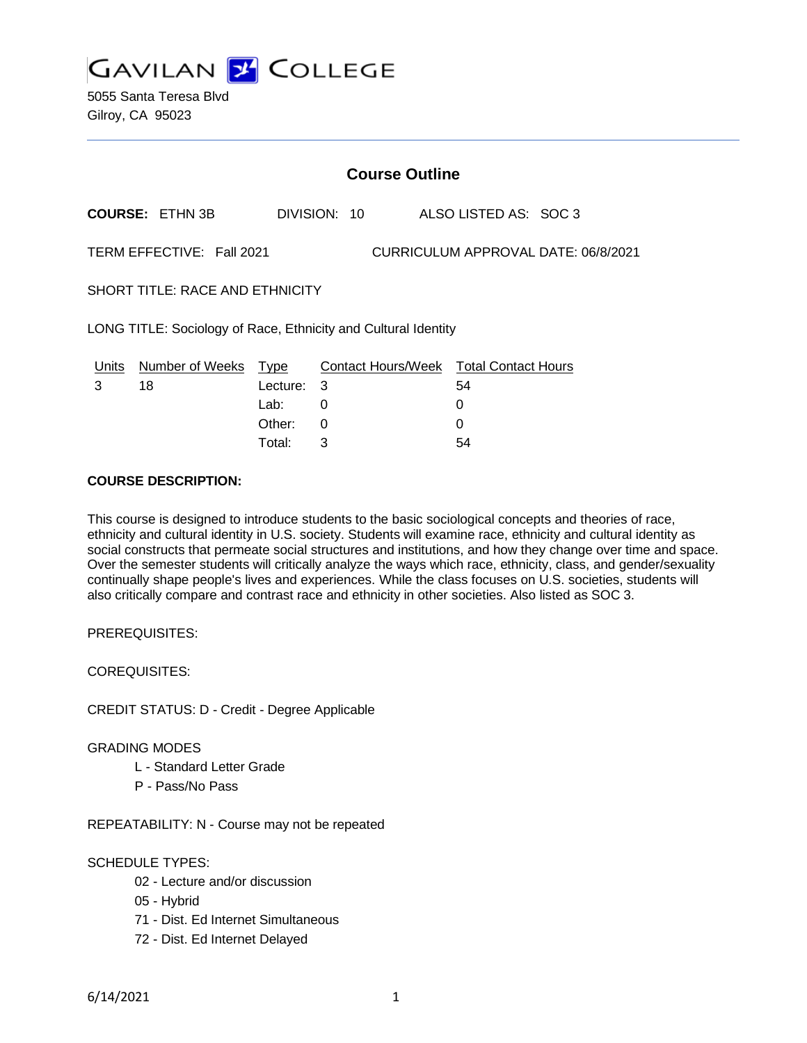GAVILAN COLLEGE

5055 Santa Teresa Blvd
Gilroy, CA 95023

## Course Outline

**COURSE:** ETHN 3B DIVISION: 10 ALSO LISTED AS: SOC 3

TERM EFFECTIVE: Fall 2021 CURRICULUM APPROVAL DATE: 06/8/2021

SHORT TITLE: RACE AND ETHNICITY

LONG TITLE: Sociology of Race, Ethnicity and Cultural Identity

| Units | Number of Weeks | Type | Contact Hours/Week | Total Contact Hours |
|---|---|---|---|---|
| 3 | 18 | Lecture: | 3 | 54 |
| | | Lab: | 0 | 0 |
| | | Other: | 0 | 0 |
| | | Total: | 3 | 54 |

**COURSE DESCRIPTION:**

This course is designed to introduce students to the basic sociological concepts and theories of race, ethnicity and cultural identity in U.S. society. Students will examine race, ethnicity and cultural identity as social constructs that permeate social structures and institutions, and how they change over time and space. Over the semester students will critically analyze the ways which race, ethnicity, class, and gender/sexuality continually shape people's lives and experiences. While the class focuses on U.S. societies, students will also critically compare and contrast race and ethnicity in other societies. Also listed as SOC 3.

PREREQUISITES:

COREQUISITES:

CREDIT STATUS: D - Credit - Degree Applicable

GRADING MODES

- L - Standard Letter Grade
- P - Pass/No Pass

REPEATABILITY: N - Course may not be repeated

SCHEDULE TYPES:

- 02 - Lecture and/or discussion
- 05 - Hybrid
- 71 - Dist. Ed Internet Simultaneous
- 72 - Dist. Ed Internet Delayed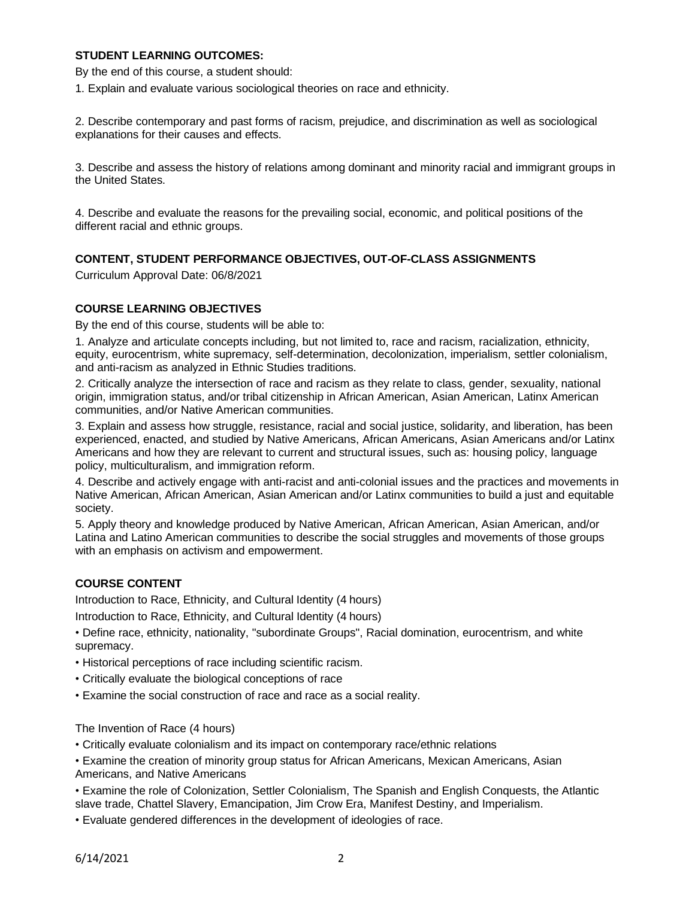**STUDENT LEARNING OUTCOMES:**

By the end of this course, a student should:

1. Explain and evaluate various sociological theories on race and ethnicity.

2. Describe contemporary and past forms of racism, prejudice, and discrimination as well as sociological explanations for their causes and effects.

3. Describe and assess the history of relations among dominant and minority racial and immigrant groups in the United States.

4. Describe and evaluate the reasons for the prevailing social, economic, and political positions of the different racial and ethnic groups.

**CONTENT, STUDENT PERFORMANCE OBJECTIVES, OUT-OF-CLASS ASSIGNMENTS**

Curriculum Approval Date: 06/8/2021

**COURSE LEARNING OBJECTIVES**

By the end of this course, students will be able to:

1. Analyze and articulate concepts including, but not limited to, race and racism, racialization, ethnicity, equity, eurocentrism, white supremacy, self-determination, decolonization, imperialism, settler colonialism, and anti-racism as analyzed in Ethnic Studies traditions.
2. Critically analyze the intersection of race and racism as they relate to class, gender, sexuality, national origin, immigration status, and/or tribal citizenship in African American, Asian American, Latinx American communities, and/or Native American communities.
3. Explain and assess how struggle, resistance, racial and social justice, solidarity, and liberation, has been experienced, enacted, and studied by Native Americans, African Americans, Asian Americans and/or Latinx Americans and how they are relevant to current and structural issues, such as: housing policy, language policy, multiculturalism, and immigration reform.
4. Describe and actively engage with anti-racist and anti-colonial issues and the practices and movements in Native American, African American, Asian American and/or Latinx communities to build a just and equitable society.
5. Apply theory and knowledge produced by Native American, African American, Asian American, and/or Latina and Latino American communities to describe the social struggles and movements of those groups with an emphasis on activism and empowerment.

**COURSE CONTENT**

Introduction to Race, Ethnicity, and Cultural Identity (4 hours)

Introduction to Race, Ethnicity, and Cultural Identity (4 hours)

- Define race, ethnicity, nationality, "subordinate Groups", Racial domination, eurocentrism, and white supremacy.
- Historical perceptions of race including scientific racism.
- Critically evaluate the biological conceptions of race
- Examine the social construction of race and race as a social reality.

The Invention of Race (4 hours)

- Critically evaluate colonialism and its impact on contemporary race/ethnic relations
- Examine the creation of minority group status for African Americans, Mexican Americans, Asian Americans, and Native Americans
- Examine the role of Colonization, Settler Colonialism, The Spanish and English Conquests, the Atlantic slave trade, Chattel Slavery, Emancipation, Jim Crow Era, Manifest Destiny, and Imperialism.
- Evaluate gendered differences in the development of ideologies of race.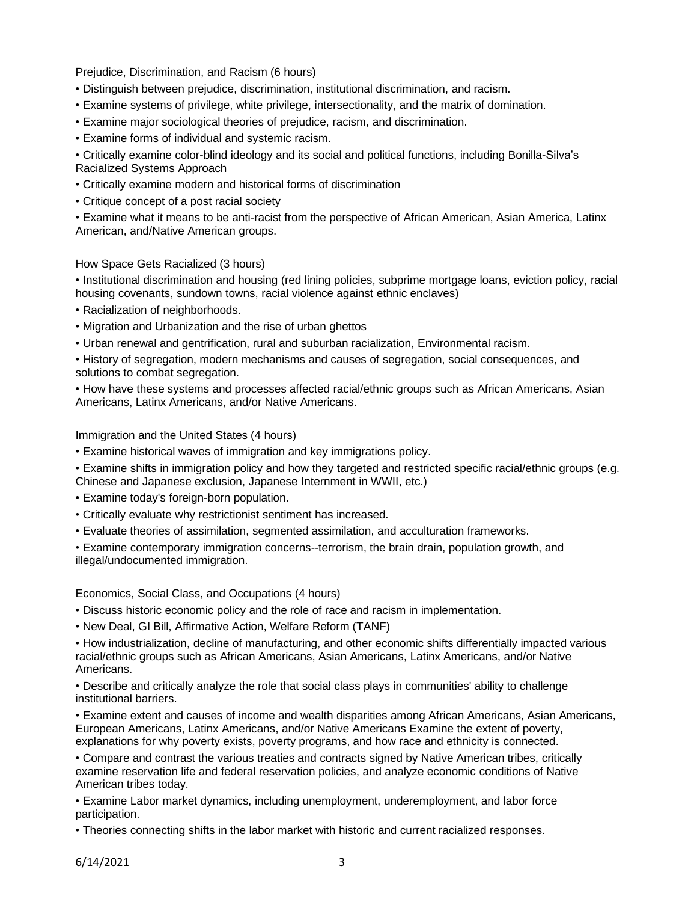Prejudice, Discrimination, and Racism (6 hours)

- Distinguish between prejudice, discrimination, institutional discrimination, and racism.
- Examine systems of privilege, white privilege, intersectionality, and the matrix of domination.
- Examine major sociological theories of prejudice, racism, and discrimination.
- Examine forms of individual and systemic racism.
- Critically examine color-blind ideology and its social and political functions, including Bonilla-Silva's Racialized Systems Approach
- Critically examine modern and historical forms of discrimination
- Critique concept of a post racial society
- Examine what it means to be anti-racist from the perspective of African American, Asian America, Latinx American, and/Native American groups.

How Space Gets Racialized (3 hours)

- Institutional discrimination and housing (red lining policies, subprime mortgage loans, eviction policy, racial housing covenants, sundown towns, racial violence against ethnic enclaves)
- Racialization of neighborhoods.
- Migration and Urbanization and the rise of urban ghettos
- Urban renewal and gentrification, rural and suburban racialization, Environmental racism.
- History of segregation, modern mechanisms and causes of segregation, social consequences, and solutions to combat segregation.
- How have these systems and processes affected racial/ethnic groups such as African Americans, Asian Americans, Latinx Americans, and/or Native Americans.

Immigration and the United States (4 hours)

- Examine historical waves of immigration and key immigrations policy.
- Examine shifts in immigration policy and how they targeted and restricted specific racial/ethnic groups (e.g. Chinese and Japanese exclusion, Japanese Internment in WWII, etc.)
- Examine today's foreign-born population.
- Critically evaluate why restrictionist sentiment has increased.
- Evaluate theories of assimilation, segmented assimilation, and acculturation frameworks.
- Examine contemporary immigration concerns--terrorism, the brain drain, population growth, and illegal/undocumented immigration.

Economics, Social Class, and Occupations (4 hours)

- Discuss historic economic policy and the role of race and racism in implementation.
- New Deal, GI Bill, Affirmative Action, Welfare Reform (TANF)
- How industrialization, decline of manufacturing, and other economic shifts differentially impacted various racial/ethnic groups such as African Americans, Asian Americans, Latinx Americans, and/or Native Americans.
- Describe and critically analyze the role that social class plays in communities' ability to challenge institutional barriers.
- Examine extent and causes of income and wealth disparities among African Americans, Asian Americans, European Americans, Latinx Americans, and/or Native Americans Examine the extent of poverty, explanations for why poverty exists, poverty programs, and how race and ethnicity is connected.
- Compare and contrast the various treaties and contracts signed by Native American tribes, critically examine reservation life and federal reservation policies, and analyze economic conditions of Native American tribes today.
- Examine Labor market dynamics, including unemployment, underemployment, and labor force participation.
- Theories connecting shifts in the labor market with historic and current racialized responses.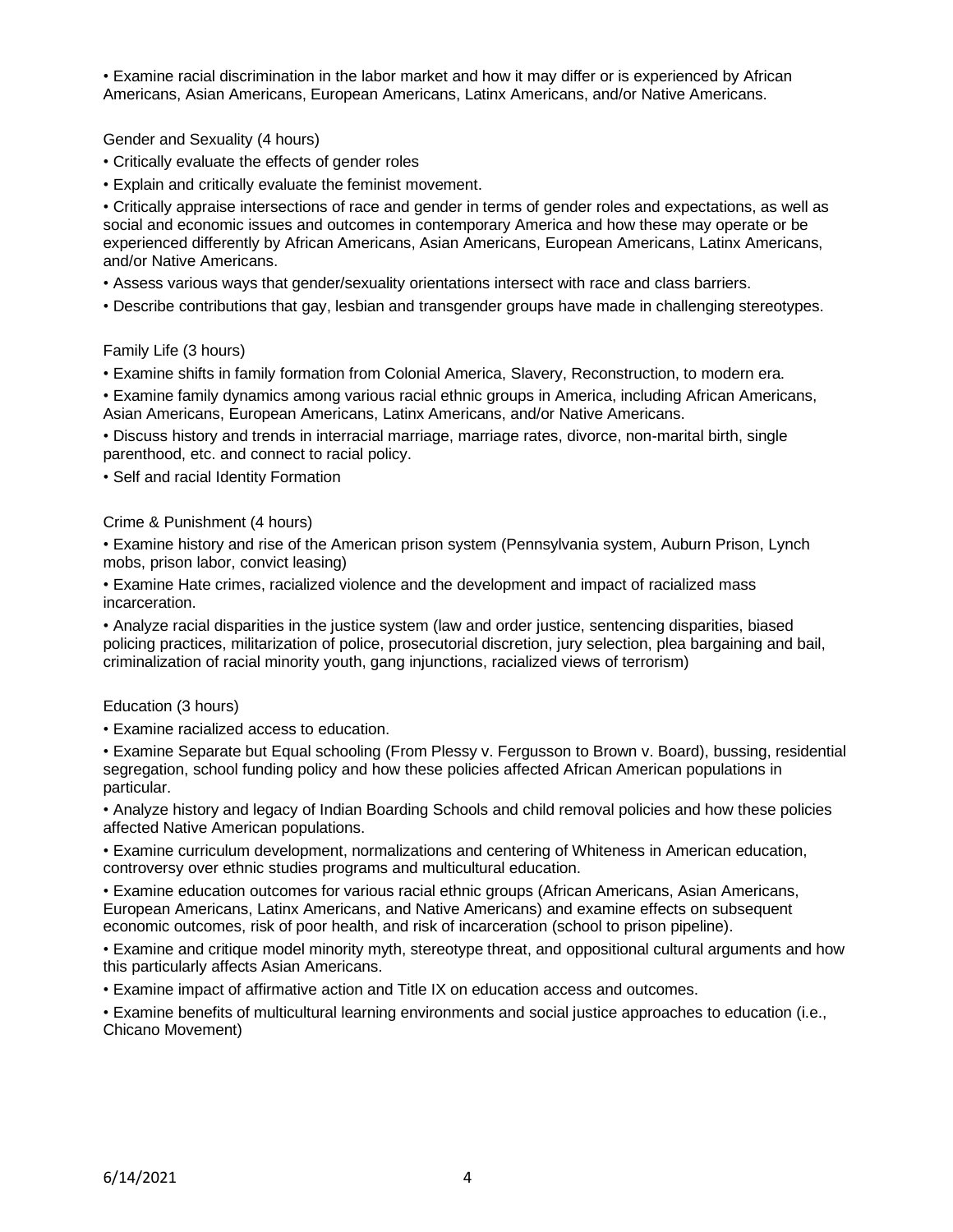- Examine racial discrimination in the labor market and how it may differ or is experienced by African Americans, Asian Americans, European Americans, Latinx Americans, and/or Native Americans.

Gender and Sexuality (4 hours)

- Critically evaluate the effects of gender roles
- Explain and critically evaluate the feminist movement.
- Critically appraise intersections of race and gender in terms of gender roles and expectations, as well as social and economic issues and outcomes in contemporary America and how these may operate or be experienced differently by African Americans, Asian Americans, European Americans, Latinx Americans, and/or Native Americans.
- Assess various ways that gender/sexuality orientations intersect with race and class barriers.
- Describe contributions that gay, lesbian and transgender groups have made in challenging stereotypes.

Family Life (3 hours)

- Examine shifts in family formation from Colonial America, Slavery, Reconstruction, to modern era.
- Examine family dynamics among various racial ethnic groups in America, including African Americans, Asian Americans, European Americans, Latinx Americans, and/or Native Americans.
- Discuss history and trends in interracial marriage, marriage rates, divorce, non-marital birth, single parenthood, etc. and connect to racial policy.
- Self and racial Identity Formation

Crime & Punishment (4 hours)

- Examine history and rise of the American prison system (Pennsylvania system, Auburn Prison, Lynch mobs, prison labor, convict leasing)
- Examine Hate crimes, racialized violence and the development and impact of racialized mass incarceration.
- Analyze racial disparities in the justice system (law and order justice, sentencing disparities, biased policing practices, militarization of police, prosecutorial discretion, jury selection, plea bargaining and bail, criminalization of racial minority youth, gang injunctions, racialized views of terrorism)

Education (3 hours)

- Examine racialized access to education.
- Examine Separate but Equal schooling (From Plessy v. Fergusson to Brown v. Board), bussing, residential segregation, school funding policy and how these policies affected African American populations in particular.
- Analyze history and legacy of Indian Boarding Schools and child removal policies and how these policies affected Native American populations.
- Examine curriculum development, normalizations and centering of Whiteness in American education, controversy over ethnic studies programs and multicultural education.
- Examine education outcomes for various racial ethnic groups (African Americans, Asian Americans, European Americans, Latinx Americans, and Native Americans) and examine effects on subsequent economic outcomes, risk of poor health, and risk of incarceration (school to prison pipeline).
- Examine and critique model minority myth, stereotype threat, and oppositional cultural arguments and how this particularly affects Asian Americans.
- Examine impact of affirmative action and Title IX on education access and outcomes.
- Examine benefits of multicultural learning environments and social justice approaches to education (i.e., Chicano Movement)

6/14/2021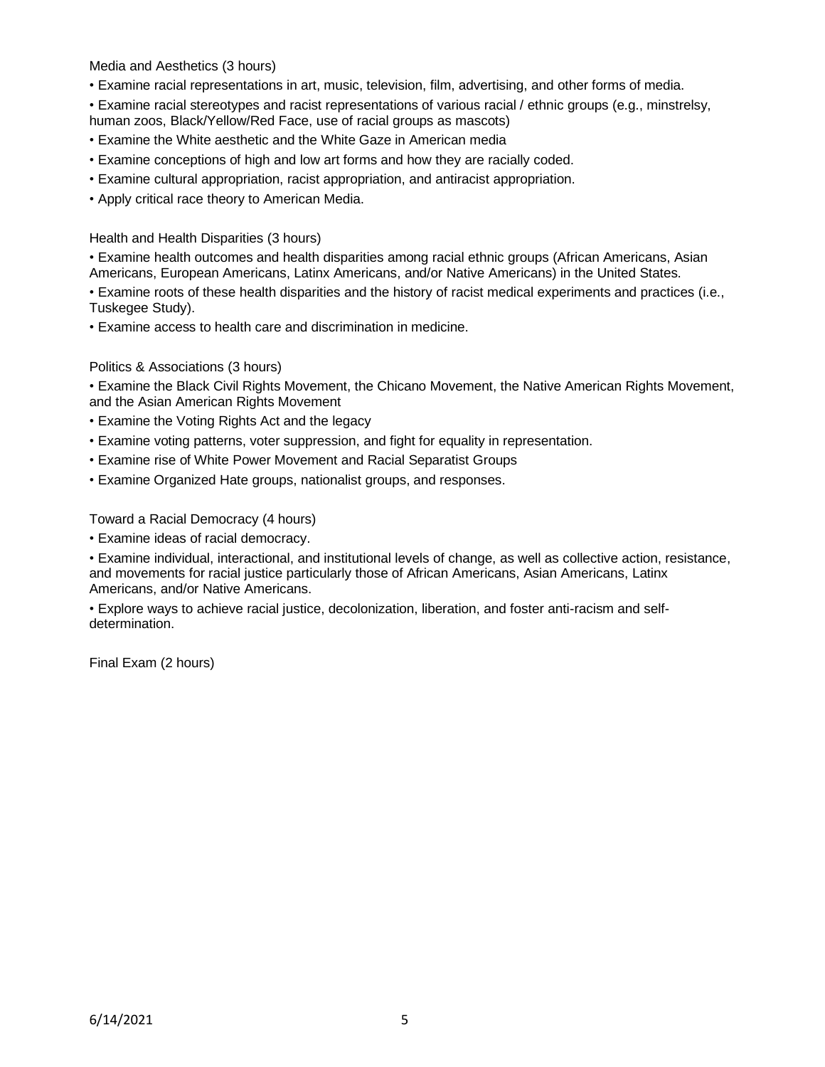Media and Aesthetics (3 hours)

- Examine racial representations in art, music, television, film, advertising, and other forms of media.
- Examine racial stereotypes and racist representations of various racial / ethnic groups (e.g., minstrelsy, human zoos, Black/Yellow/Red Face, use of racial groups as mascots)
- Examine the White aesthetic and the White Gaze in American media
- Examine conceptions of high and low art forms and how they are racially coded.
- Examine cultural appropriation, racist appropriation, and antiracist appropriation.
- Apply critical race theory to American Media.

Health and Health Disparities (3 hours)

- Examine health outcomes and health disparities among racial ethnic groups (African Americans, Asian Americans, European Americans, Latinx Americans, and/or Native Americans) in the United States.
- Examine roots of these health disparities and the history of racist medical experiments and practices (i.e., Tuskegee Study).
- Examine access to health care and discrimination in medicine.

Politics & Associations (3 hours)

- Examine the Black Civil Rights Movement, the Chicano Movement, the Native American Rights Movement, and the Asian American Rights Movement
- Examine the Voting Rights Act and the legacy
- Examine voting patterns, voter suppression, and fight for equality in representation.
- Examine rise of White Power Movement and Racial Separatist Groups
- Examine Organized Hate groups, nationalist groups, and responses.

Toward a Racial Democracy (4 hours)

- Examine ideas of racial democracy.
- Examine individual, interactional, and institutional levels of change, as well as collective action, resistance, and movements for racial justice particularly those of African Americans, Asian Americans, Latinx Americans, and/or Native Americans.
- Explore ways to achieve racial justice, decolonization, liberation, and foster anti-racism and self-determination.

Final Exam (2 hours)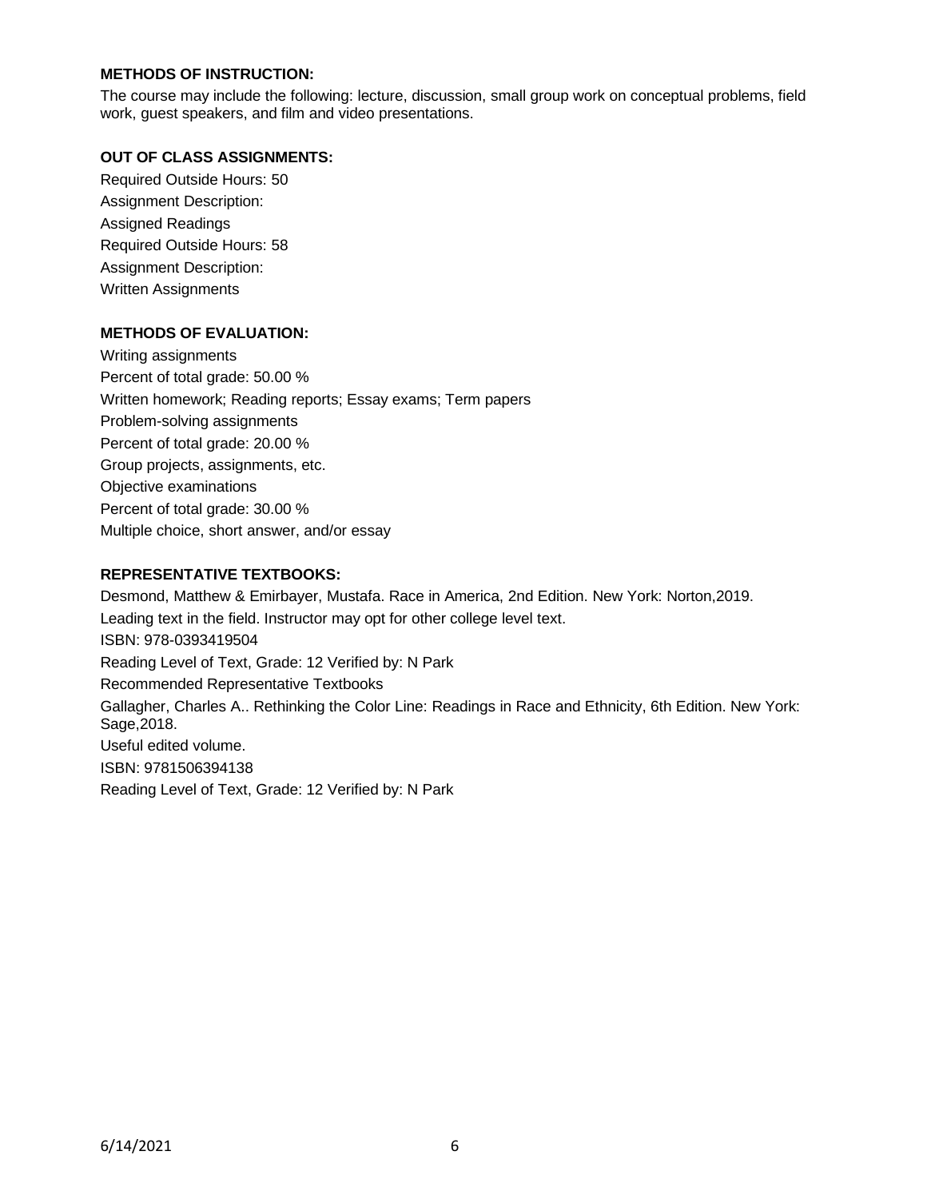**METHODS OF INSTRUCTION:**

The course may include the following: lecture, discussion, small group work on conceptual problems, field work, guest speakers, and film and video presentations.

**OUT OF CLASS ASSIGNMENTS:**

Required Outside Hours: 50
Assignment Description:
Assigned Readings
Required Outside Hours: 58
Assignment Description:
Written Assignments

**METHODS OF EVALUATION:**

Writing assignments
Percent of total grade: 50.00 %
Written homework; Reading reports; Essay exams; Term papers
Problem-solving assignments
Percent of total grade: 20.00 %
Group projects, assignments, etc.
Objective examinations
Percent of total grade: 30.00 %
Multiple choice, short answer, and/or essay

**REPRESENTATIVE TEXTBOOKS:**

Desmond, Matthew & Emirbayer, Mustafa. Race in America, 2nd Edition. New York: Norton,2019.
Leading text in the field. Instructor may opt for other college level text.
ISBN: 978-0393419504
Reading Level of Text, Grade: 12 Verified by: N Park
Recommended Representative Textbooks
Gallagher, Charles A.. Rethinking the Color Line: Readings in Race and Ethnicity, 6th Edition. New York: Sage,2018.
Useful edited volume.
ISBN: 9781506394138
Reading Level of Text, Grade: 12 Verified by: N Park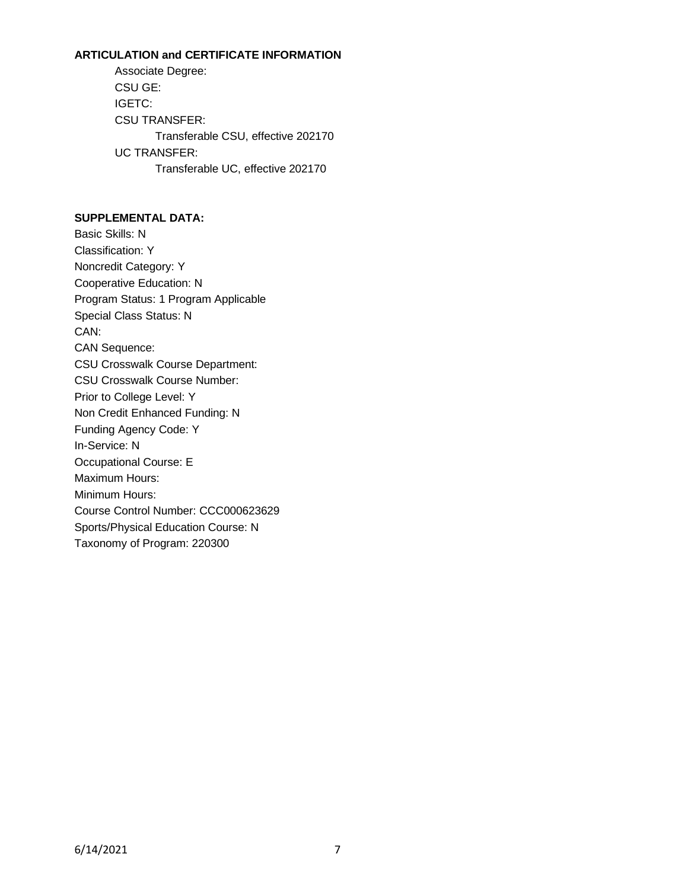**ARTICULATION and CERTIFICATE INFORMATION**

Associate Degree:

CSU GE:

IGETC:

CSU TRANSFER:

Transferable CSU, effective 202170

UC TRANSFER:

Transferable UC, effective 202170

**SUPPLEMENTAL DATA:**

Basic Skills: N
Classification: Y
Noncredit Category: Y
Cooperative Education: N
Program Status: 1 Program Applicable
Special Class Status: N
CAN:
CAN Sequence:
CSU Crosswalk Course Department:
CSU Crosswalk Course Number:
Prior to College Level: Y
Non Credit Enhanced Funding: N
Funding Agency Code: Y
In-Service: N
Occupational Course: E
Maximum Hours:
Minimum Hours:
Course Control Number: CCC000623629
Sports/Physical Education Course: N
Taxonomy of Program: 220300